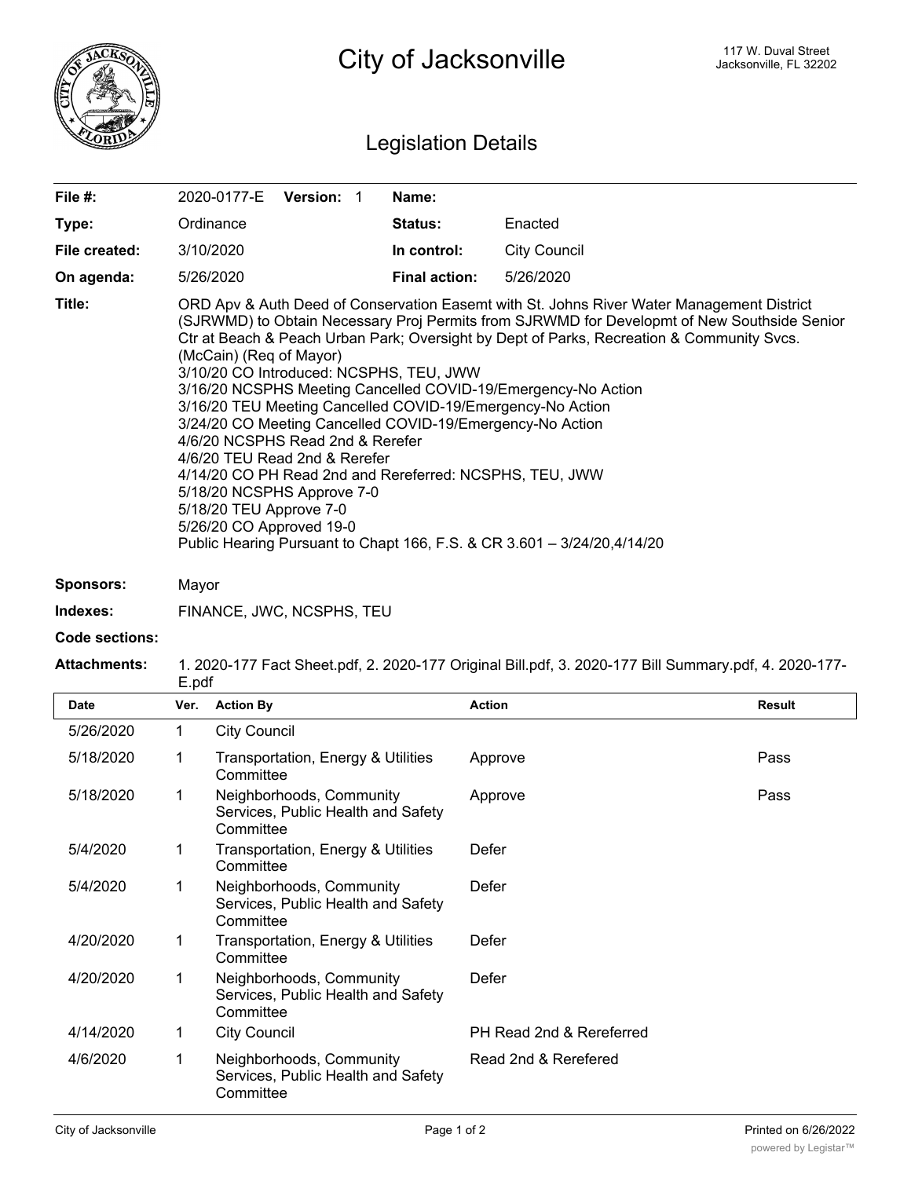# City of Jacksonville

117 W. Duval Street
Jacksonville, FL 32202

## Legislation Details

| | | | |
|---|---|---|---|
| **File #:** | 2020-0177-E **Version:** 1 | **Name:** | |
| **Type:** | Ordinance | **Status:** | Enacted |
| **File created:** | 3/10/2020 | **In control:** | City Council |
| **On agenda:** | 5/26/2020 | **Final action:** | 5/26/2020 |

**Title:** ORD Apv & Auth Deed of Conservation Easemt with St. Johns River Water Management District (SJRWMD) to Obtain Necessary Proj Permits from SJRWMD for Developmt of New Southside Senior Ctr at Beach & Peach Urban Park; Oversight by Dept of Parks, Recreation & Community Svcs. (McCain) (Req of Mayor)
3/10/20 CO Introduced: NCSPHS, TEU, JWW
3/16/20 NCSPHS Meeting Cancelled COVID-19/Emergency-No Action
3/16/20 TEU Meeting Cancelled COVID-19/Emergency-No Action
3/24/20 CO Meeting Cancelled COVID-19/Emergency-No Action
4/6/20 NCSPHS Read 2nd & Rerefer
4/6/20 TEU Read 2nd & Rerefer
4/14/20 CO PH Read 2nd and Rereferred: NCSPHS, TEU, JWW
5/18/20 NCSPHS Approve 7-0
5/18/20 TEU Approve 7-0
5/26/20 CO Approved 19-0
Public Hearing Pursuant to Chapt 166, F.S. & CR 3.601 – 3/24/20,4/14/20

**Sponsors:** Mayor

**Indexes:** FINANCE, JWC, NCSPHS, TEU

**Code sections:**

**Attachments:** 1. 2020-177 Fact Sheet.pdf, 2. 2020-177 Original Bill.pdf, 3. 2020-177 Bill Summary.pdf, 4. 2020-177-E.pdf

| Date | Ver. | Action By | Action | Result |
|---|---|---|---|---|
| 5/26/2020 | 1 | City Council | | |
| 5/18/2020 | 1 | Transportation, Energy & Utilities Committee | Approve | Pass |
| 5/18/2020 | 1 | Neighborhoods, Community Services, Public Health and Safety Committee | Approve | Pass |
| 5/4/2020 | 1 | Transportation, Energy & Utilities Committee | Defer | |
| 5/4/2020 | 1 | Neighborhoods, Community Services, Public Health and Safety Committee | Defer | |
| 4/20/2020 | 1 | Transportation, Energy & Utilities Committee | Defer | |
| 4/20/2020 | 1 | Neighborhoods, Community Services, Public Health and Safety Committee | Defer | |
| 4/14/2020 | 1 | City Council | PH Read 2nd & Rereferred | |
| 4/6/2020 | 1 | Neighborhoods, Community Services, Public Health and Safety Committee | Read 2nd & Rerefered | |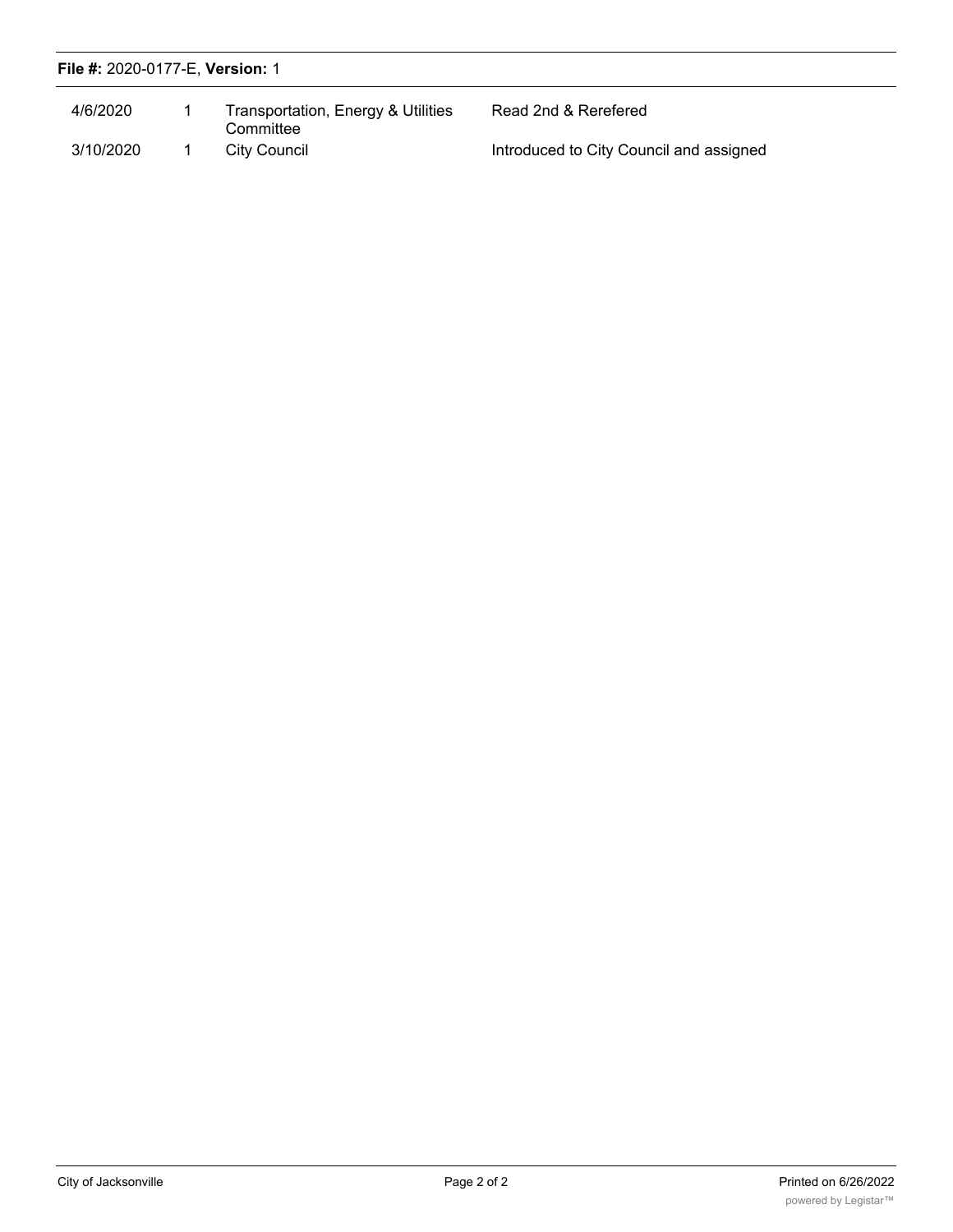**File #:** 2020-0177-E, **Version:** 1

| | | | |
|---|---|---|---|
| 4/6/2020 | 1 | Transportation, Energy & Utilities Committee | Read 2nd & Rerefered |
| 3/10/2020 | 1 | City Council | Introduced to City Council and assigned |